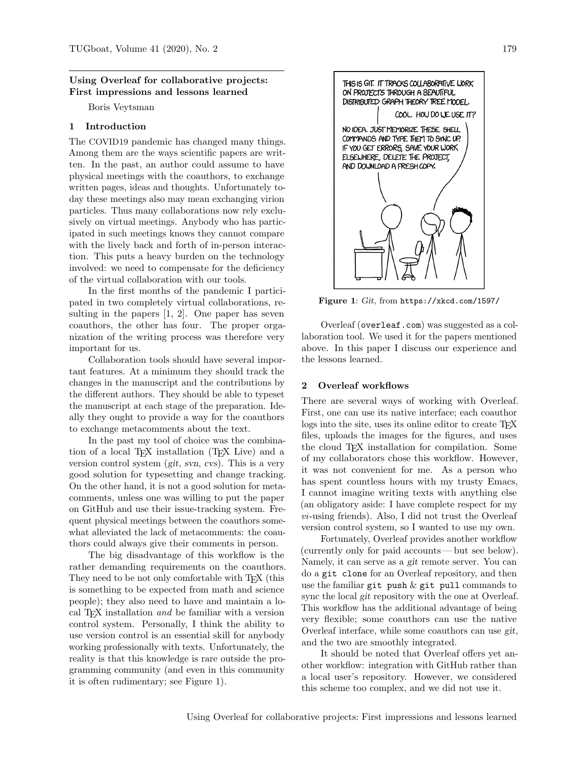## Using Overleaf for collaborative projects: First impressions and lessons learned

Boris Veytsman

### 1 Introduction

The COVID19 pandemic has changed many things. Among them are the ways scientific papers are written. In the past, an author could assume to have physical meetings with the coauthors, to exchange written pages, ideas and thoughts. Unfortunately today these meetings also may mean exchanging virion particles. Thus many collaborations now rely exclusively on virtual meetings. Anybody who has participated in such meetings knows they cannot compare with the lively back and forth of in-person interaction. This puts a heavy burden on the technology involved: we need to compensate for the deficiency of the virtual collaboration with our tools.

In the first months of the pandemic I participated in two completely virtual collaborations, resulting in the papers [1, 2]. One paper has seven coauthors, the other has four. The proper organization of the writing process was therefore very important for us.

Collaboration tools should have several important features. At a minimum they should track the changes in the manuscript and the contributions by the different authors. They should be able to typeset the manuscript at each stage of the preparation. Ideally they ought to provide a way for the coauthors to exchange metacomments about the text.

In the past my tool of choice was the combination of a local TEX installation (TEX Live) and a version control system (*git*, *svn*, *cvs*). This is a very good solution for typesetting and change tracking. On the other hand, it is not a good solution for metacomments, unless one was willing to put the paper on GitHub and use their issue-tracking system. Frequent physical meetings between the coauthors somewhat alleviated the lack of metacomments: the coauthors could always give their comments in person.

The big disadvantage of this workflow is the rather demanding requirements on the coauthors. They need to be not only comfortable with TEX (this is something to be expected from math and science people); they also need to have and maintain a local TEX installation *and* be familiar with a version control system. Personally, I think the ability to use version control is an essential skill for anybody working professionally with texts. Unfortunately, the reality is that this knowledge is rare outside the programming community (and even in this community it is often rudimentary; see Figure 1).

**Figure 1**: *Git*, from `https://xkcd.com/1597/`

Overleaf (`overleaf.com`) was suggested as a collaboration tool. We used it for the papers mentioned above. In this paper I discuss our experience and the lessons learned.

### 2 Overleaf workflows

There are several ways of working with Overleaf. First, one can use its native interface; each coauthor logs into the site, uses its online editor to create TEX files, uploads the images for the figures, and uses the cloud TEX installation for compilation. Some of my collaborators chose this workflow. However, it was not convenient for me. As a person who has spent countless hours with my trusty Emacs, I cannot imagine writing texts with anything else (an obligatory aside: I have complete respect for my *vi*-using friends). Also, I did not trust the Overleaf version control system, so I wanted to use my own.

Fortunately, Overleaf provides another workflow (currently only for paid accounts — but see below). Namely, it can serve as a *git* remote server. You can do a `git clone` for an Overleaf repository, and then use the familiar `git push` & `git pull` commands to sync the local *git* repository with the one at Overleaf. This workflow has the additional advantage of being very flexible; some coauthors can use the native Overleaf interface, while some coauthors can use *git*, and the two are smoothly integrated.

It should be noted that Overleaf offers yet another workflow: integration with GitHub rather than a local user's repository. However, we considered this scheme too complex, and we did not use it.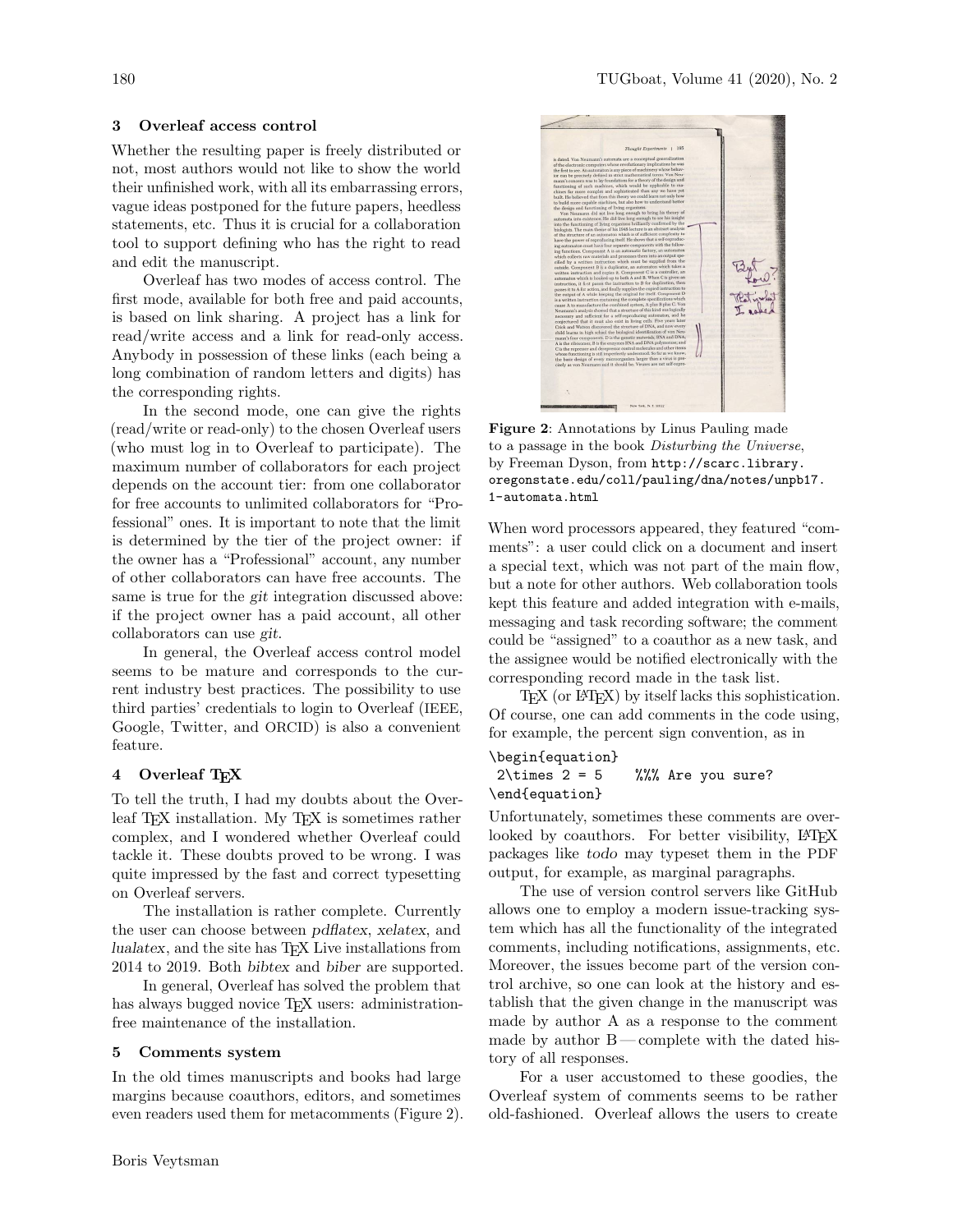## 3 Overleaf access control

Whether the resulting paper is freely distributed or not, most authors would not like to show the world their unfinished work, with all its embarrassing errors, vague ideas postponed for the future papers, heedless statements, etc. Thus it is crucial for a collaboration tool to support defining who has the right to read and edit the manuscript.

Overleaf has two modes of access control. The first mode, available for both free and paid accounts, is based on link sharing. A project has a link for read/write access and a link for read-only access. Anybody in possession of these links (each being a long combination of random letters and digits) has the corresponding rights.

In the second mode, one can give the rights (read/write or read-only) to the chosen Overleaf users (who must log in to Overleaf to participate). The maximum number of collaborators for each project depends on the account tier: from one collaborator for free accounts to unlimited collaborators for "Professional" ones. It is important to note that the limit is determined by the tier of the project owner: if the owner has a "Professional" account, any number of other collaborators can have free accounts. The same is true for the *git* integration discussed above: if the project owner has a paid account, all other collaborators can use *git*.

In general, the Overleaf access control model seems to be mature and corresponds to the current industry best practices. The possibility to use third parties' credentials to login to Overleaf (IEEE, Google, Twitter, and ORCID) is also a convenient feature.

## 4 Overleaf TeX

To tell the truth, I had my doubts about the Overleaf TeX installation. My TeX is sometimes rather complex, and I wondered whether Overleaf could tackle it. These doubts proved to be wrong. I was quite impressed by the fast and correct typesetting on Overleaf servers.

The installation is rather complete. Currently the user can choose between *pdflatex*, *xelatex*, and *lualatex*, and the site has TeX Live installations from 2014 to 2019. Both *bibtex* and *biber* are supported.

In general, Overleaf has solved the problem that has always bugged novice TeX users: administration-free maintenance of the installation.

## 5 Comments system

In the old times manuscripts and books had large margins because coauthors, editors, and sometimes even readers used them for metacomments (Figure 2).

**Figure 2**: Annotations by Linus Pauling made to a passage in the book *Disturbing the Universe*, by Freeman Dyson, from `http://scarc.library.oregonstate.edu/coll/pauling/dna/notes/unpb17.1-automata.html`

When word processors appeared, they featured "comments": a user could click on a document and insert a special text, which was not part of the main flow, but a note for other authors. Web collaboration tools kept this feature and added integration with e-mails, messaging and task recording software; the comment could be "assigned" to a coauthor as a new task, and the assignee would be notified electronically with the corresponding record made in the task list.

TeX (or LaTeX) by itself lacks this sophistication. Of course, one can add comments in the code using, for example, the percent sign convention, as in

```
\begin{equation}
 2\times 2 = 5    %%% Are you sure?
\end{equation}
```

Unfortunately, sometimes these comments are overlooked by coauthors. For better visibility, LaTeX packages like *todo* may typeset them in the PDF output, for example, as marginal paragraphs.

The use of version control servers like GitHub allows one to employ a modern issue-tracking system which has all the functionality of the integrated comments, including notifications, assignments, etc. Moreover, the issues become part of the version control archive, so one can look at the history and establish that the given change in the manuscript was made by author A as a response to the comment made by author B — complete with the dated history of all responses.

For a user accustomed to these goodies, the Overleaf system of comments seems to be rather old-fashioned. Overleaf allows the users to create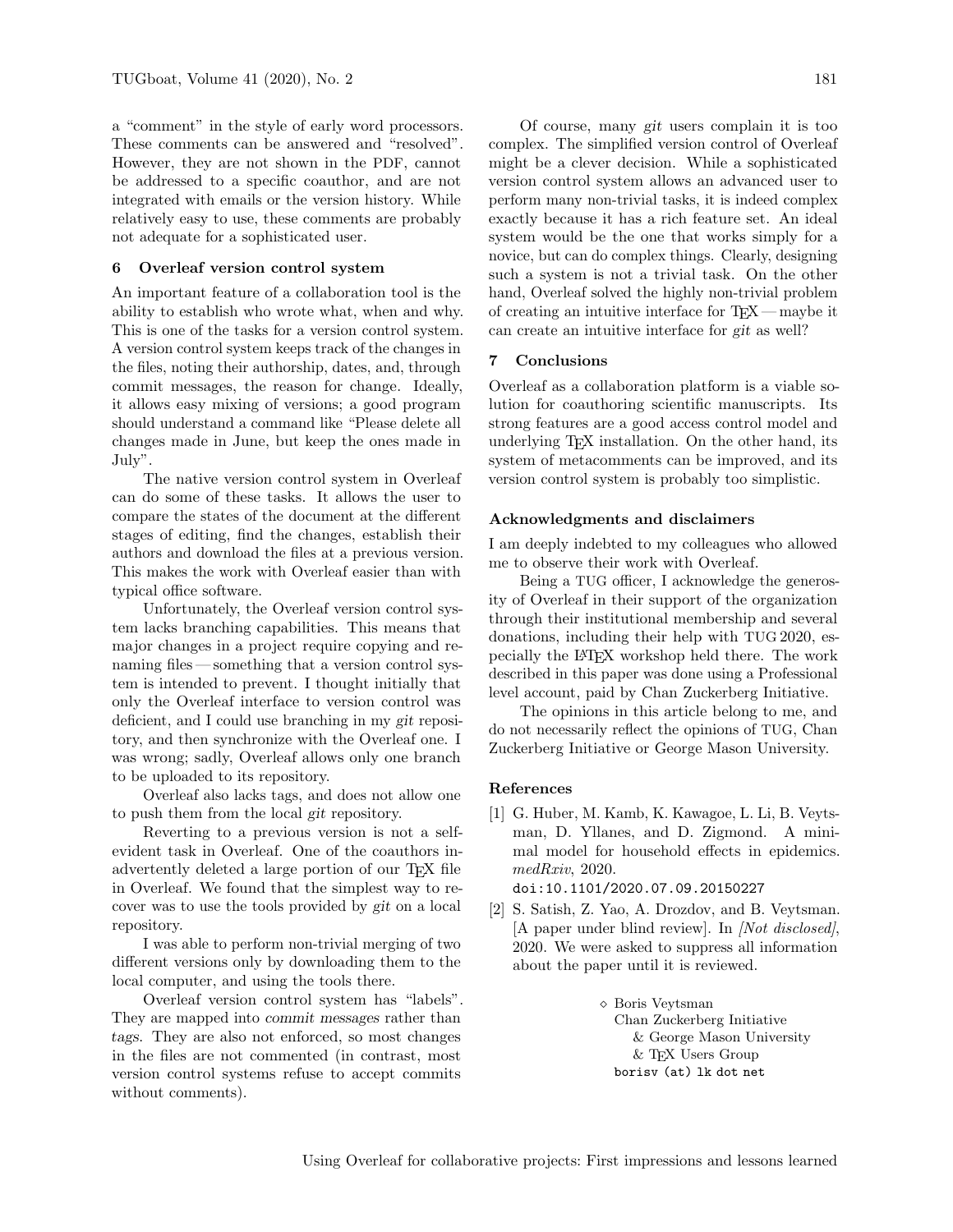a "comment" in the style of early word processors. These comments can be answered and "resolved". However, they are not shown in the PDF, cannot be addressed to a specific coauthor, and are not integrated with emails or the version history. While relatively easy to use, these comments are probably not adequate for a sophisticated user.

## 6 Overleaf version control system

An important feature of a collaboration tool is the ability to establish who wrote what, when and why. This is one of the tasks for a version control system. A version control system keeps track of the changes in the files, noting their authorship, dates, and, through commit messages, the reason for change. Ideally, it allows easy mixing of versions; a good program should understand a command like "Please delete all changes made in June, but keep the ones made in July".

The native version control system in Overleaf can do some of these tasks. It allows the user to compare the states of the document at the different stages of editing, find the changes, establish their authors and download the files at a previous version. This makes the work with Overleaf easier than with typical office software.

Unfortunately, the Overleaf version control system lacks branching capabilities. This means that major changes in a project require copying and renaming files — something that a version control system is intended to prevent. I thought initially that only the Overleaf interface to version control was deficient, and I could use branching in my *git* repository, and then synchronize with the Overleaf one. I was wrong; sadly, Overleaf allows only one branch to be uploaded to its repository.

Overleaf also lacks tags, and does not allow one to push them from the local *git* repository.

Reverting to a previous version is not a self-evident task in Overleaf. One of the coauthors inadvertently deleted a large portion of our TeX file in Overleaf. We found that the simplest way to recover was to use the tools provided by *git* on a local repository.

I was able to perform non-trivial merging of two different versions only by downloading them to the local computer, and using the tools there.

Overleaf version control system has "labels". They are mapped into *commit messages* rather than *tags*. They are also not enforced, so most changes in the files are not commented (in contrast, most version control systems refuse to accept commits without comments).

Of course, many *git* users complain it is too complex. The simplified version control of Overleaf might be a clever decision. While a sophisticated version control system allows an advanced user to perform many non-trivial tasks, it is indeed complex exactly because it has a rich feature set. An ideal system would be the one that works simply for a novice, but can do complex things. Clearly, designing such a system is not a trivial task. On the other hand, Overleaf solved the highly non-trivial problem of creating an intuitive interface for TeX — maybe it can create an intuitive interface for *git* as well?

## 7 Conclusions

Overleaf as a collaboration platform is a viable solution for coauthoring scientific manuscripts. Its strong features are a good access control model and underlying TeX installation. On the other hand, its system of metacomments can be improved, and its version control system is probably too simplistic.

### Acknowledgments and disclaimers

I am deeply indebted to my colleagues who allowed me to observe their work with Overleaf.

Being a TUG officer, I acknowledge the generosity of Overleaf in their support of the organization through their institutional membership and several donations, including their help with TUG 2020, especially the LaTeX workshop held there. The work described in this paper was done using a Professional level account, paid by Chan Zuckerberg Initiative.

The opinions in this article belong to me, and do not necessarily reflect the opinions of TUG, Chan Zuckerberg Initiative or George Mason University.

### References

[1] G. Huber, M. Kamb, K. Kawagoe, L. Li, B. Veytsman, D. Yllanes, and D. Zigmond. A minimal model for household effects in epidemics. *medRxiv*, 2020.
`doi:10.1101/2020.07.09.20150227`

[2] S. Satish, Z. Yao, A. Drozdov, and B. Veytsman. [A paper under blind review]. In *[Not disclosed]*, 2020. We were asked to suppress all information about the paper until it is reviewed.

⋄ Boris Veytsman
Chan Zuckerberg Initiative
& George Mason University
& TeX Users Group
`borisv (at) lk dot net`